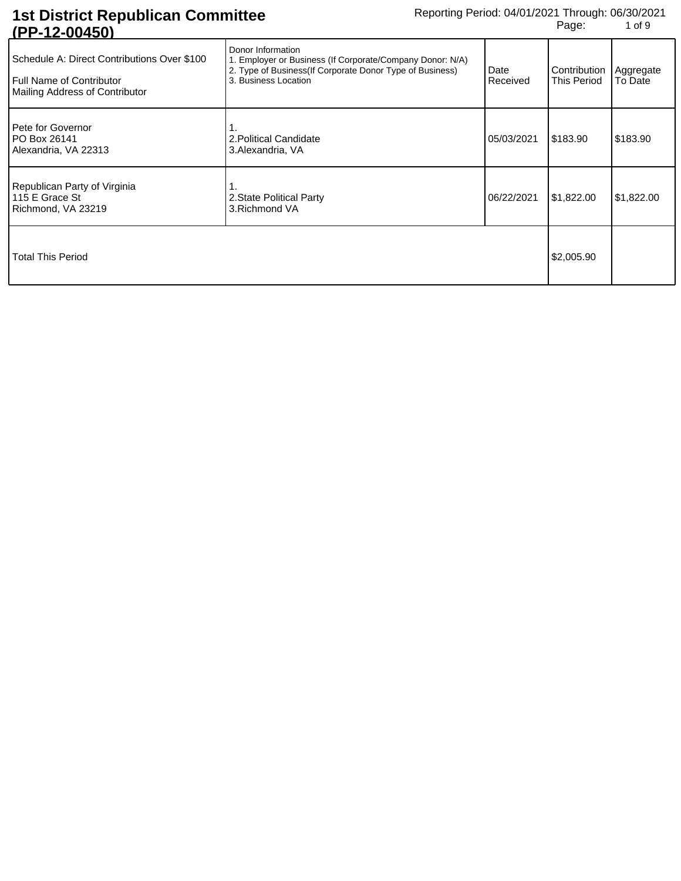# 1st District Republican Committee (PP-12-00450)

Reporting Period: 04/01/2021 Through: 06/30/2021

| Schedule A: Direct Contributions Over $100<br>Full Name of Contributor<br>Mailing Address of Contributor | Donor Information<br>1. Employer or Business (If Corporate/Company Donor: N/A)<br>2. Type of Business(If Corporate Donor Type of Business)<br>3. Business Location | Date Received | Contribution This Period | Aggregate To Date |
|---|---|---|---|---|
| Pete for Governor<br>PO Box 26141<br>Alexandria, VA 22313 | 1.<br>2.Political Candidate<br>3.Alexandria, VA | 05/03/2021 | $183.90 | $183.90 |
| Republican Party of Virginia<br>115 E Grace St<br>Richmond, VA 23219 | 1.<br>2.State Political Party<br>3.Richmond VA | 06/22/2021 | $1,822.00 | $1,822.00 |
| Total This Period | | | $2,005.90 | |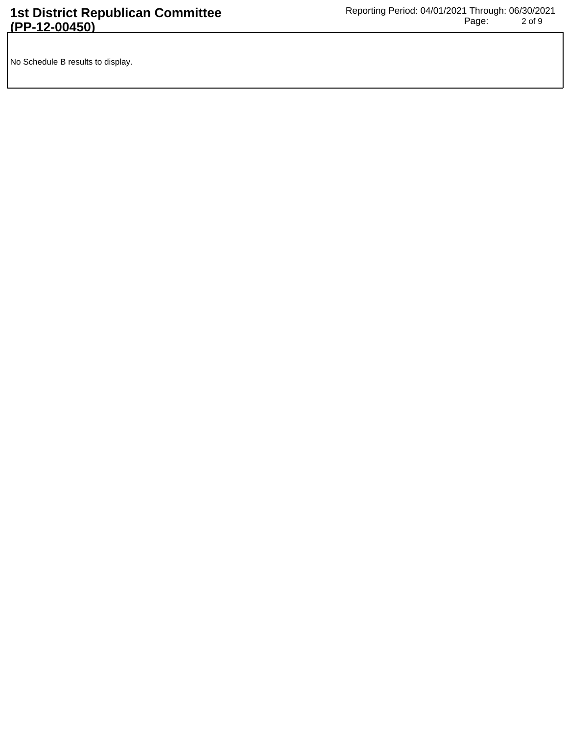No Schedule B results to display.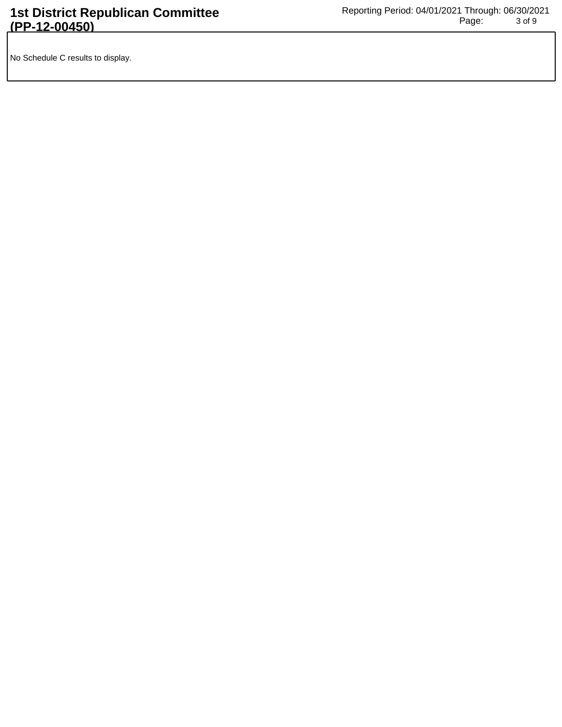No Schedule C results to display.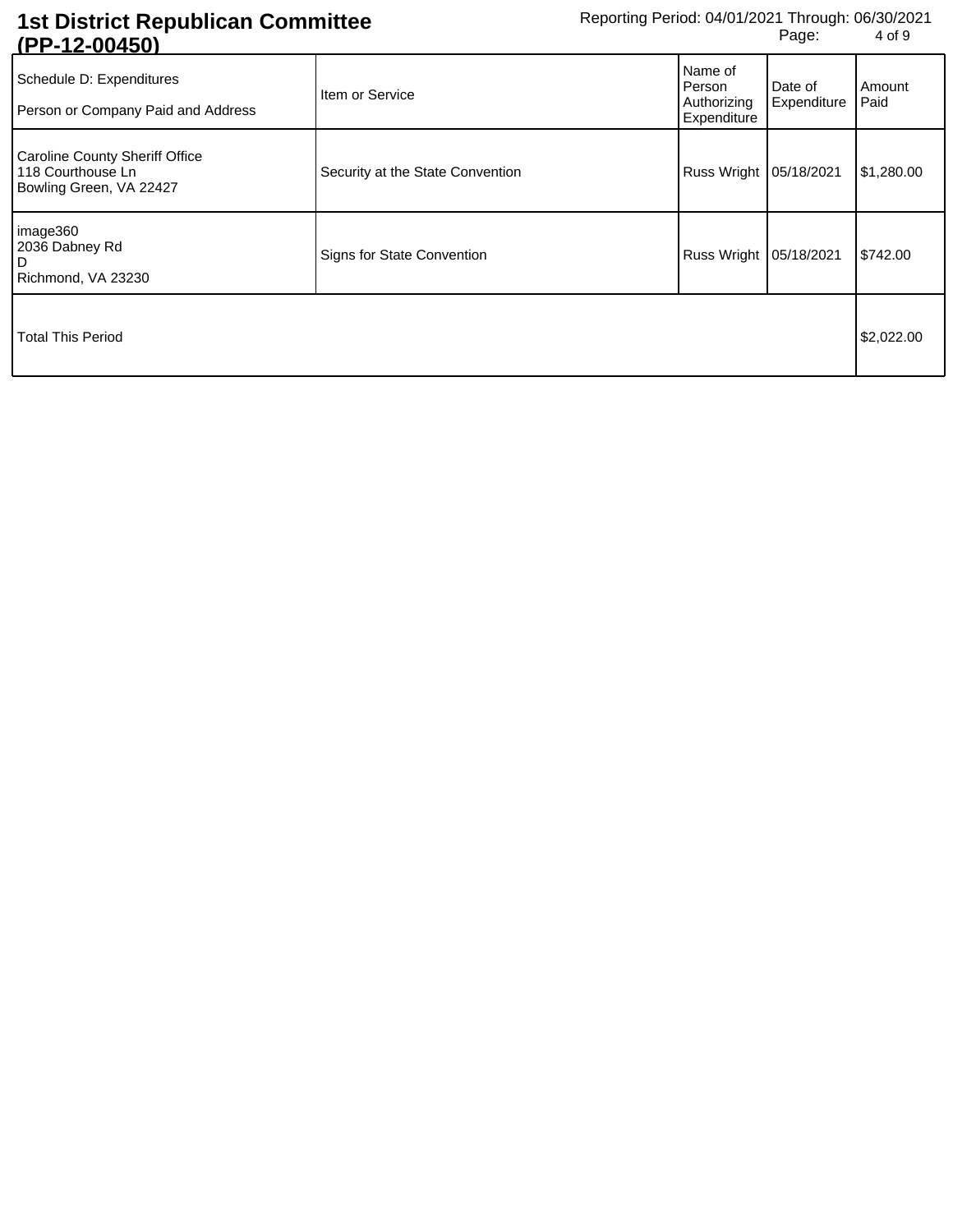# 1st District Republican Committee (PP-12-00450)

Reporting Period: 04/01/2021 Through: 06/30/2021

| Schedule D: Expenditures<br>Person or Company Paid and Address | Item or Service | Name of Person Authorizing Expenditure | Date of Expenditure | Amount Paid |
|---|---|---|---|---|
| Caroline County Sheriff Office<br>118 Courthouse Ln<br>Bowling Green, VA 22427 | Security at the State Convention | Russ Wright | 05/18/2021 | $1,280.00 |
| image360<br>2036 Dabney Rd<br>D<br>Richmond, VA 23230 | Signs for State Convention | Russ Wright | 05/18/2021 | $742.00 |
| Total This Period | | | | $2,022.00 |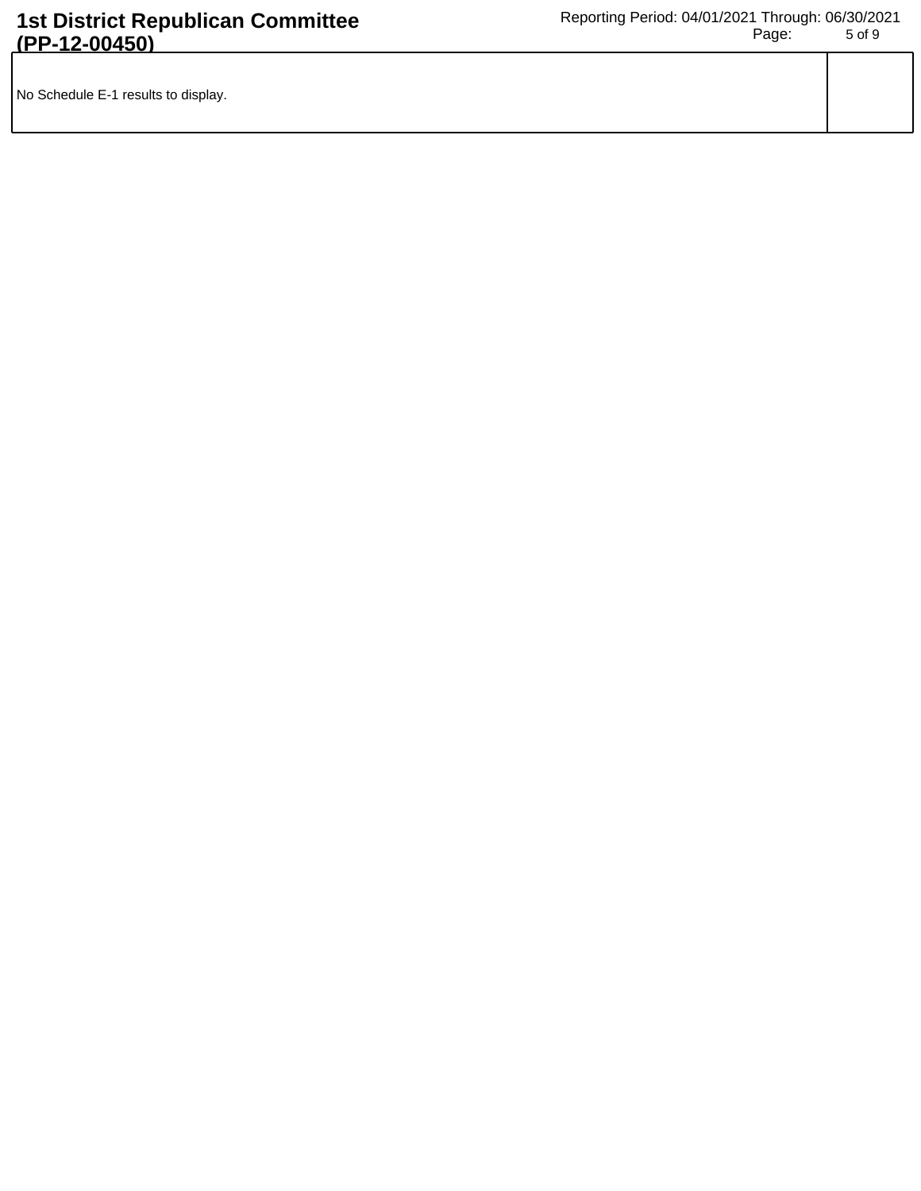| No Schedule E-1 results to display. | |
| --- | --- |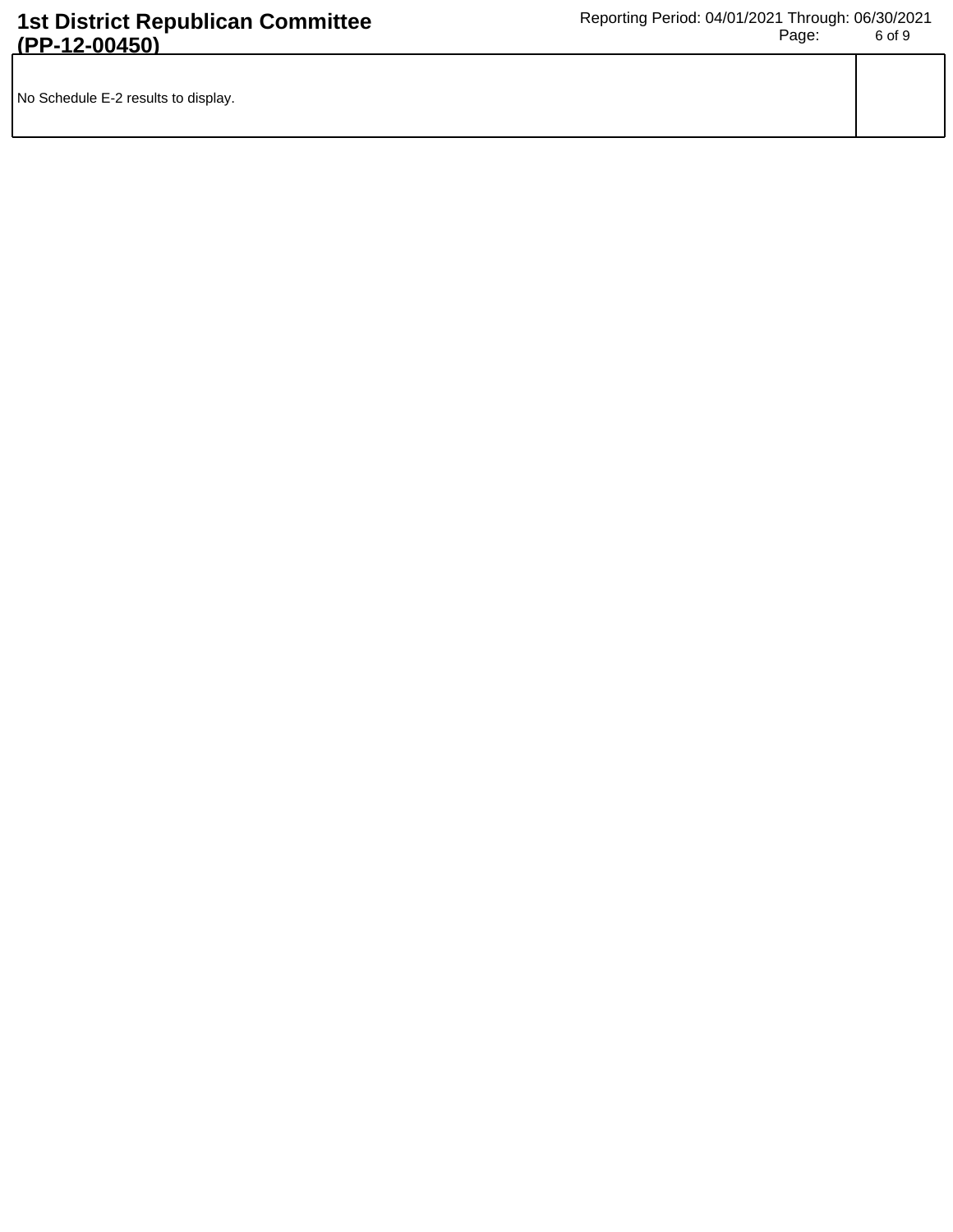No Schedule E-2 results to display.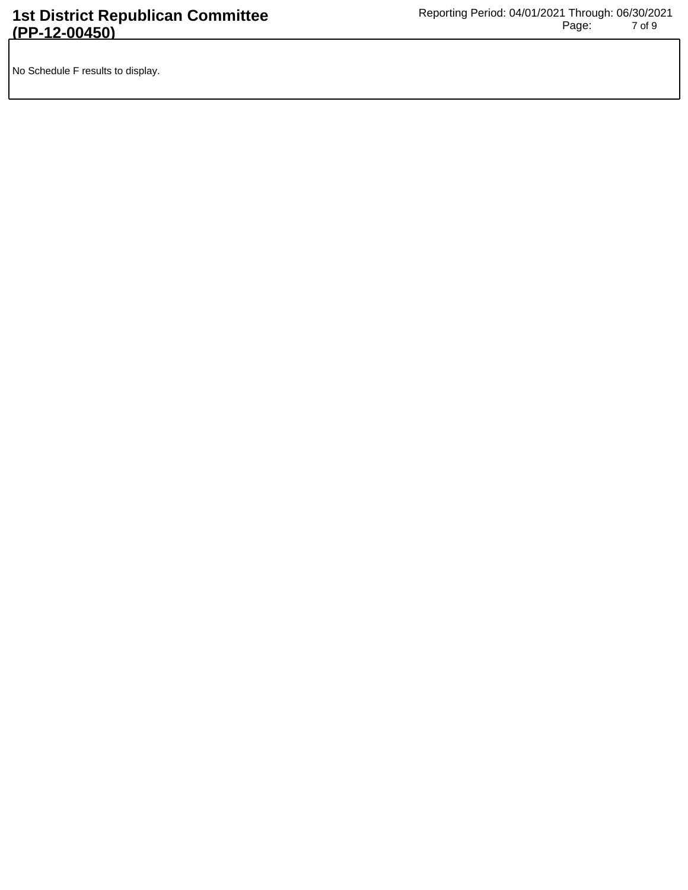No Schedule F results to display.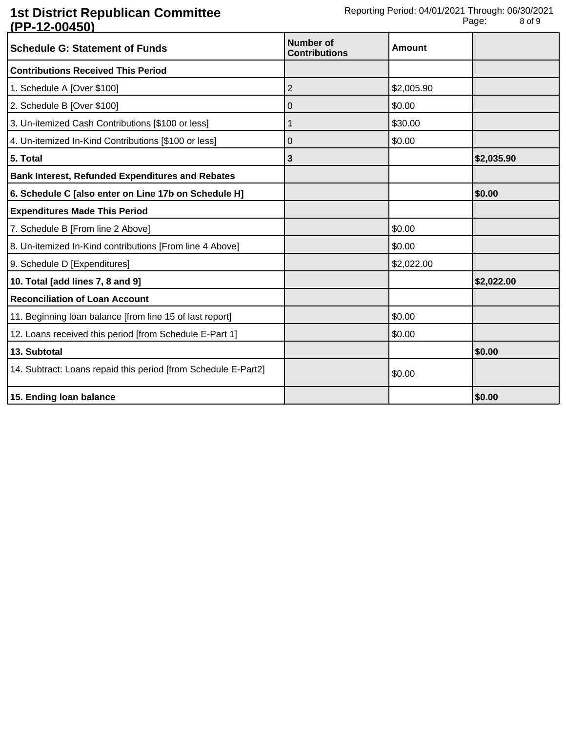# 1st District Republican Committee (PP-12-00450)

Reporting Period: 04/01/2021 Through: 06/30/2021

| Schedule G: Statement of Funds | Number of Contributions | Amount | |
|---|---|---|---|
| **Contributions Received This Period** | | | |
| 1. Schedule A [Over $100] | 2 | $2,005.90 | |
| 2. Schedule B [Over $100] | 0 | $0.00 | |
| 3. Un-itemized Cash Contributions [$100 or less] | 1 | $30.00 | |
| 4. Un-itemized In-Kind Contributions [$100 or less] | 0 | $0.00 | |
| **5. Total** | **3** | | **$2,035.90** |
| **Bank Interest, Refunded Expenditures and Rebates** | | | |
| **6. Schedule C [also enter on Line 17b on Schedule H]** | | | **$0.00** |
| **Expenditures Made This Period** | | | |
| 7. Schedule B [From line 2 Above] | | $0.00 | |
| 8. Un-itemized In-Kind contributions [From line 4 Above] | | $0.00 | |
| 9. Schedule D [Expenditures] | | $2,022.00 | |
| **10. Total [add lines 7, 8 and 9]** | | | **$2,022.00** |
| **Reconciliation of Loan Account** | | | |
| 11. Beginning loan balance [from line 15 of last report] | | $0.00 | |
| 12. Loans received this period [from Schedule E-Part 1] | | $0.00 | |
| **13. Subtotal** | | | **$0.00** |
| 14. Subtract: Loans repaid this period [from Schedule E-Part2] | | $0.00 | |
| **15. Ending loan balance** | | | **$0.00** |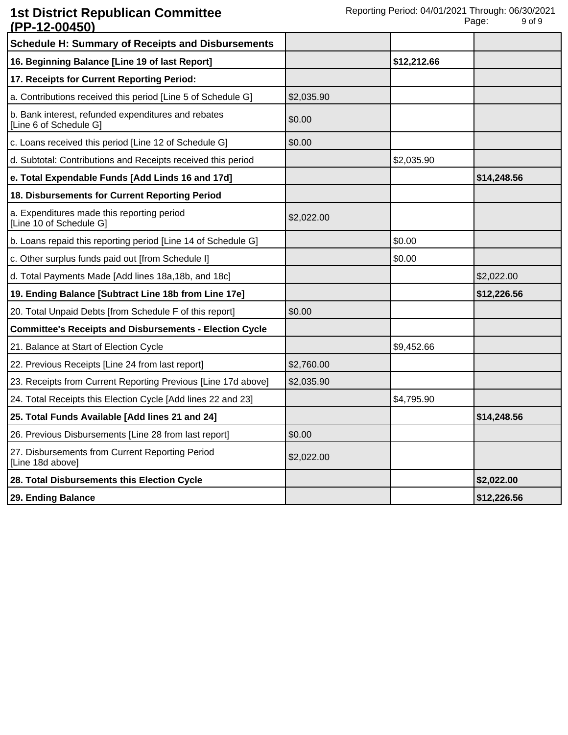**1st District Republican Committee (PP-12-00450)**

Reporting Period: 04/01/2021 Through: 06/30/2021

| **Schedule H: Summary of Receipts and Disbursements** | | | |
|---|---|---|---|
| **16. Beginning Balance [Line 19 of last Report]** | | **$12,212.66** | |
| **17. Receipts for Current Reporting Period:** | | | |
| a. Contributions received this period [Line 5 of Schedule G] | $2,035.90 | | |
| b. Bank interest, refunded expenditures and rebates [Line 6 of Schedule G] | $0.00 | | |
| c. Loans received this period [Line 12 of Schedule G] | $0.00 | | |
| d. Subtotal: Contributions and Receipts received this period | | $2,035.90 | |
| **e. Total Expendable Funds [Add Linds 16 and 17d]** | | | **$14,248.56** |
| **18. Disbursements for Current Reporting Period** | | | |
| a. Expenditures made this reporting period [Line 10 of Schedule G] | $2,022.00 | | |
| b. Loans repaid this reporting period [Line 14 of Schedule G] | | $0.00 | |
| c. Other surplus funds paid out [from Schedule I] | | $0.00 | |
| d. Total Payments Made [Add lines 18a,18b, and 18c] | | | $2,022.00 |
| **19. Ending Balance [Subtract Line 18b from Line 17e]** | | | **$12,226.56** |
| 20. Total Unpaid Debts [from Schedule F of this report] | $0.00 | | |
| **Committee's Receipts and Disbursements - Election Cycle** | | | |
| 21. Balance at Start of Election Cycle | | $9,452.66 | |
| 22. Previous Receipts [Line 24 from last report] | $2,760.00 | | |
| 23. Receipts from Current Reporting Previous [Line 17d above] | $2,035.90 | | |
| 24. Total Receipts this Election Cycle [Add lines 22 and 23] | | $4,795.90 | |
| **25. Total Funds Available [Add lines 21 and 24]** | | | **$14,248.56** |
| 26. Previous Disbursements [Line 28 from last report] | $0.00 | | |
| 27. Disbursements from Current Reporting Period [Line 18d above] | $2,022.00 | | |
| **28. Total Disbursements this Election Cycle** | | | **$2,022.00** |
| **29. Ending Balance** | | | **$12,226.56** |